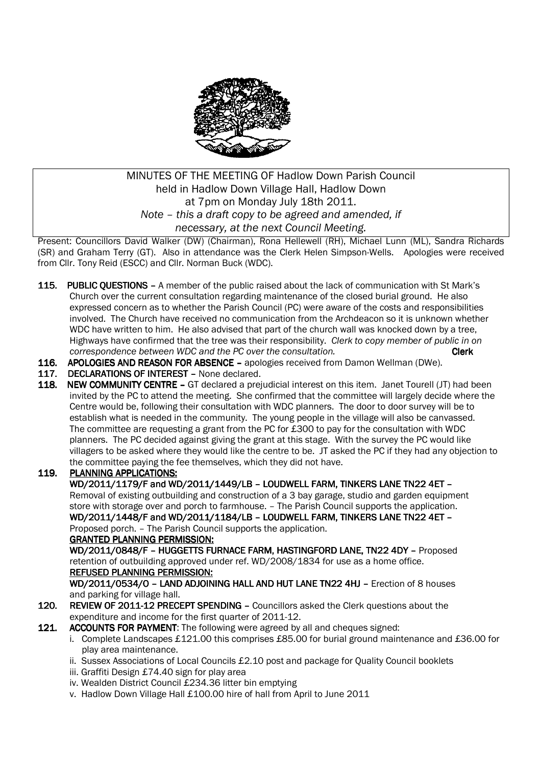MINUTES OF THE MEETING OF Hadlow Down Parish Council
held in Hadlow Down Village Hall, Hadlow Down
at 7pm on Monday July 18th 2011.
*Note – this a draft copy to be agreed and amended, if necessary, at the next Council Meeting.*

Present: Councillors David Walker (DW) (Chairman), Rona Hellewell (RH), Michael Lunn (ML), Sandra Richards (SR) and Graham Terry (GT). Also in attendance was the Clerk Helen Simpson-Wells. Apologies were received from Cllr. Tony Reid (ESCC) and Cllr. Norman Buck (WDC).

**115. PUBLIC QUESTIONS** – A member of the public raised about the lack of communication with St Mark's Church over the current consultation regarding maintenance of the closed burial ground. He also expressed concern as to whether the Parish Council (PC) were aware of the costs and responsibilities involved. The Church have received no communication from the Archdeacon so it is unknown whether WDC have written to him. He also advised that part of the church wall was knocked down by a tree, Highways have confirmed that the tree was their responsibility. *Clerk to copy member of public in on correspondence between WDC and the PC over the consultation.* **Clerk**

**116. APOLOGIES AND REASON FOR ABSENCE** – apologies received from Damon Wellman (DWe).

**117. DECLARATIONS OF INTEREST** – None declared.

**118. NEW COMMUNITY CENTRE** – GT declared a prejudicial interest on this item. Janet Tourell (JT) had been invited by the PC to attend the meeting. She confirmed that the committee will largely decide where the Centre would be, following their consultation with WDC planners. The door to door survey will be to establish what is needed in the community. The young people in the village will also be canvassed. The committee are requesting a grant from the PC for £300 to pay for the consultation with WDC planners. The PC decided against giving the grant at this stage. With the survey the PC would like villagers to be asked where they would like the centre to be. JT asked the PC if they had any objection to the committee paying the fee themselves, which they did not have.

**119. PLANNING APPLICATIONS:**

**WD/2011/1179/F and WD/2011/1449/LB – LOUDWELL FARM, TINKERS LANE TN22 4ET** – Removal of existing outbuilding and construction of a 3 bay garage, studio and garden equipment store with storage over and porch to farmhouse. – The Parish Council supports the application.

**WD/2011/1448/F and WD/2011/1184/LB – LOUDWELL FARM, TINKERS LANE TN22 4ET** – Proposed porch. – The Parish Council supports the application.

**GRANTED PLANNING PERMISSION:**

**WD/2011/0848/F – HUGGETTS FURNACE FARM, HASTINGFORD LANE, TN22 4DY** – Proposed retention of outbuilding approved under ref. WD/2008/1834 for use as a home office.

**REFUSED PLANNING PERMISSION:**

**WD/2011/0534/O – LAND ADJOINING HALL AND HUT LANE TN22 4HJ** – Erection of 8 houses and parking for village hall.

**120. REVIEW OF 2011-12 PRECEPT SPENDING** – Councillors asked the Clerk questions about the expenditure and income for the first quarter of 2011-12.

**121. ACCOUNTS FOR PAYMENT**: The following were agreed by all and cheques signed:

i. Complete Landscapes £121.00 this comprises £85.00 for burial ground maintenance and £36.00 for play area maintenance.
ii. Sussex Associations of Local Councils £2.10 post and package for Quality Council booklets
iii. Graffiti Design £74.40 sign for play area
iv. Wealden District Council £234.36 litter bin emptying
v. Hadlow Down Village Hall £100.00 hire of hall from April to June 2011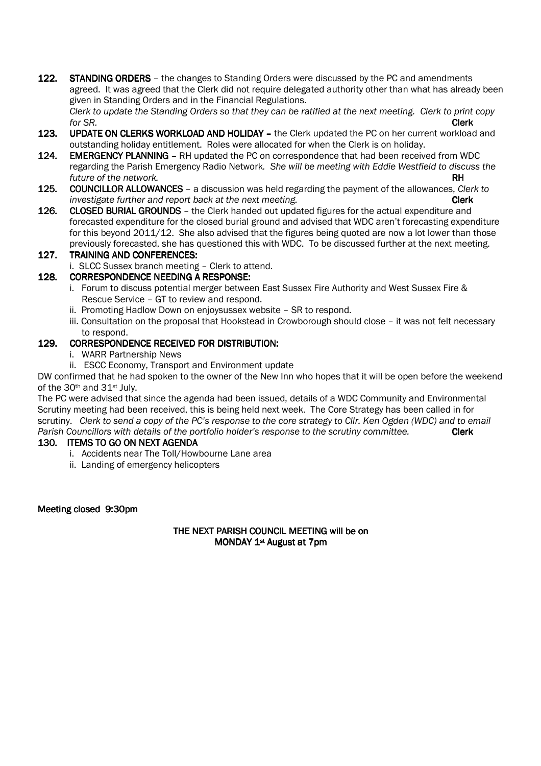**122. STANDING ORDERS** – the changes to Standing Orders were discussed by the PC and amendments agreed. It was agreed that the Clerk did not require delegated authority other than what has already been given in Standing Orders and in the Financial Regulations.
*Clerk to update the Standing Orders so that they can be ratified at the next meeting. Clerk to print copy for SR.* **Clerk**

**123. UPDATE ON CLERKS WORKLOAD AND HOLIDAY –** the Clerk updated the PC on her current workload and outstanding holiday entitlement. Roles were allocated for when the Clerk is on holiday.

**124. EMERGENCY PLANNING –** RH updated the PC on correspondence that had been received from WDC regarding the Parish Emergency Radio Network. *She will be meeting with Eddie Westfield to discuss the future of the network.* **RH**

**125. COUNCILLOR ALLOWANCES** – a discussion was held regarding the payment of the allowances, *Clerk to investigate further and report back at the next meeting.* **Clerk**

**126. CLOSED BURIAL GROUNDS** – the Clerk handed out updated figures for the actual expenditure and forecasted expenditure for the closed burial ground and advised that WDC aren't forecasting expenditure for this beyond 2011/12. She also advised that the figures being quoted are now a lot lower than those previously forecasted, she has questioned this with WDC. To be discussed further at the next meeting.

**127. TRAINING AND CONFERENCES:**

i. SLCC Sussex branch meeting – Clerk to attend.

**128. CORRESPONDENCE NEEDING A RESPONSE:**

i. Forum to discuss potential merger between East Sussex Fire Authority and West Sussex Fire & Rescue Service – GT to review and respond.
ii. Promoting Hadlow Down on enjoysussex website – SR to respond.
iii. Consultation on the proposal that Hookstead in Crowborough should close – it was not felt necessary to respond.

**129. CORRESPONDENCE RECEIVED FOR DISTRIBUTION:**

i. WARR Partnership News
ii. ESCC Economy, Transport and Environment update

DW confirmed that he had spoken to the owner of the New Inn who hopes that it will be open before the weekend of the 30th and 31st July.

The PC were advised that since the agenda had been issued, details of a WDC Community and Environmental Scrutiny meeting had been received, this is being held next week. The Core Strategy has been called in for scrutiny. *Clerk to send a copy of the PC's response to the core strategy to Cllr. Ken Ogden (WDC) and to email Parish Councillors with details of the portfolio holder's response to the scrutiny committee.* **Clerk**

**130. ITEMS TO GO ON NEXT AGENDA**

i. Accidents near The Toll/Howbourne Lane area
ii. Landing of emergency helicopters

**Meeting closed 9:30pm**

**THE NEXT PARISH COUNCIL MEETING will be on MONDAY 1st August at 7pm**